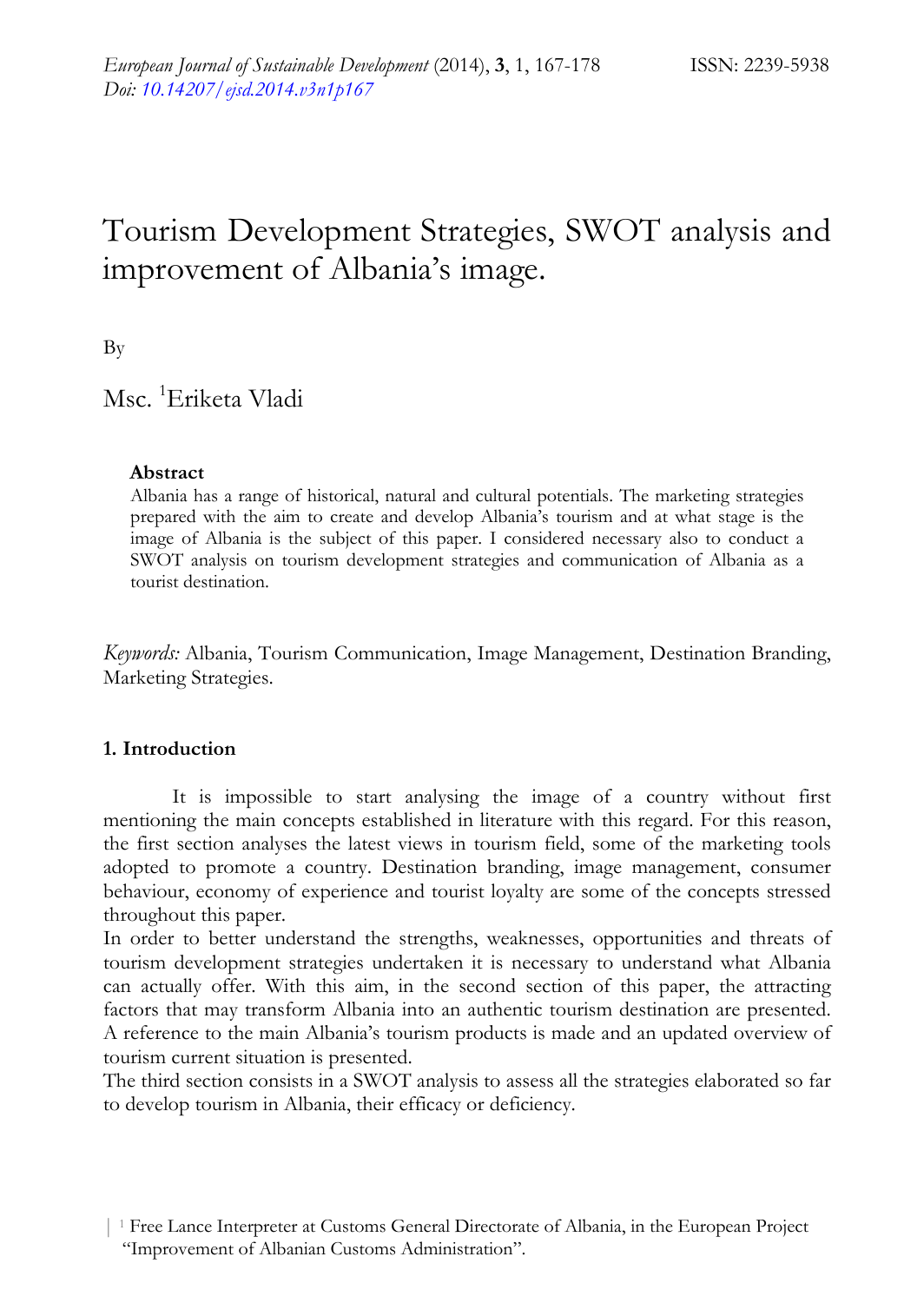# Tourism Development Strategies, SWOT analysis and improvement of Albania's image.

By

Msc. [1]Eriketa Vladi

**Abstract**

Albania has a range of historical, natural and cultural potentials. The marketing strategies prepared with the aim to create and develop Albania's tourism and at what stage is the image of Albania is the subject of this paper. I considered necessary also to conduct a SWOT analysis on tourism development strategies and communication of Albania as a tourist destination.

*Keywords:* Albania, Tourism Communication, Image Management, Destination Branding, Marketing Strategies.

## 1. Introduction

It is impossible to start analysing the image of a country without first mentioning the main concepts established in literature with this regard. For this reason, the first section analyses the latest views in tourism field, some of the marketing tools adopted to promote a country. Destination branding, image management, consumer behaviour, economy of experience and tourist loyalty are some of the concepts stressed throughout this paper.

In order to better understand the strengths, weaknesses, opportunities and threats of tourism development strategies undertaken it is necessary to understand what Albania can actually offer. With this aim, in the second section of this paper, the attracting factors that may transform Albania into an authentic tourism destination are presented. A reference to the main Albania's tourism products is made and an updated overview of tourism current situation is presented.

The third section consists in a SWOT analysis to assess all the strategies elaborated so far to develop tourism in Albania, their efficacy or deficiency.

[1] Free Lance Interpreter at Customs General Directorate of Albania, in the European Project "Improvement of Albanian Customs Administration".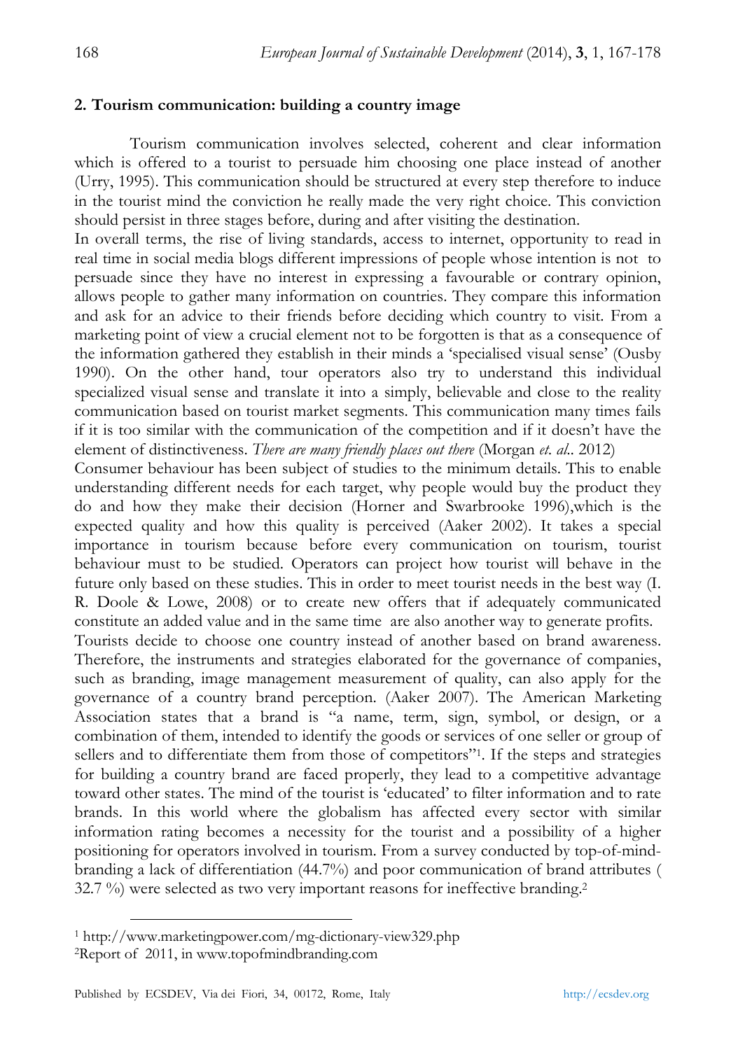## 2. Tourism communication: building a country image

Tourism communication involves selected, coherent and clear information which is offered to a tourist to persuade him choosing one place instead of another (Urry, 1995). This communication should be structured at every step therefore to induce in the tourist mind the conviction he really made the very right choice. This conviction should persist in three stages before, during and after visiting the destination.

In overall terms, the rise of living standards, access to internet, opportunity to read in real time in social media blogs different impressions of people whose intention is not to persuade since they have no interest in expressing a favourable or contrary opinion, allows people to gather many information on countries. They compare this information and ask for an advice to their friends before deciding which country to visit. From a marketing point of view a crucial element not to be forgotten is that as a consequence of the information gathered they establish in their minds a 'specialised visual sense' (Ousby 1990). On the other hand, tour operators also try to understand this individual specialized visual sense and translate it into a simply, believable and close to the reality communication based on tourist market segments. This communication many times fails if it is too similar with the communication of the competition and if it doesn't have the element of distinctiveness. *There are many friendly places out there* (Morgan *et. al.*. 2012)

Consumer behaviour has been subject of studies to the minimum details. This to enable understanding different needs for each target, why people would buy the product they do and how they make their decision (Horner and Swarbrooke 1996),which is the expected quality and how this quality is perceived (Aaker 2002). It takes a special importance in tourism because before every communication on tourism, tourist behaviour must to be studied. Operators can project how tourist will behave in the future only based on these studies. This in order to meet tourist needs in the best way (I. R. Doole & Lowe, 2008) or to create new offers that if adequately communicated constitute an added value and in the same time are also another way to generate profits.

Tourists decide to choose one country instead of another based on brand awareness. Therefore, the instruments and strategies elaborated for the governance of companies, such as branding, image management measurement of quality, can also apply for the governance of a country brand perception. (Aaker 2007). The American Marketing Association states that a brand is "a name, term, sign, symbol, or design, or a combination of them, intended to identify the goods or services of one seller or group of sellers and to differentiate them from those of competitors"[1]. If the steps and strategies for building a country brand are faced properly, they lead to a competitive advantage toward other states. The mind of the tourist is 'educated' to filter information and to rate brands. In this world where the globalism has affected every sector with similar information rating becomes a necessity for the tourist and a possibility of a higher positioning for operators involved in tourism. From a survey conducted by top-of-mind-branding a lack of differentiation (44.7%) and poor communication of brand attributes ( 32.7 %) were selected as two very important reasons for ineffective branding.[2]

---

[1] http://www.marketingpower.com/mg-dictionary-view329.php

[2] Report of 2011, in www.topofmindbranding.com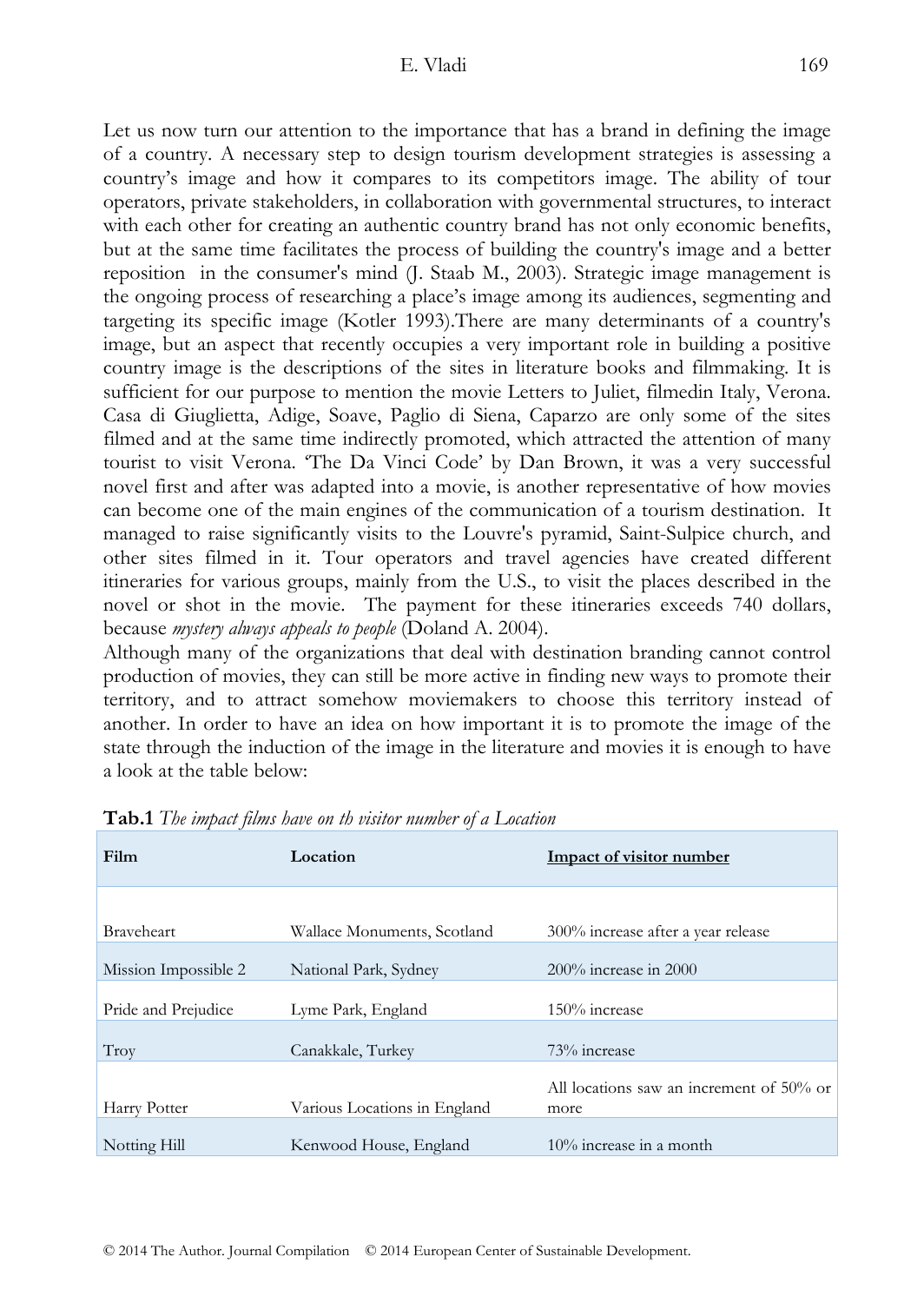Let us now turn our attention to the importance that has a brand in defining the image of a country. A necessary step to design tourism development strategies is assessing a country's image and how it compares to its competitors image. The ability of tour operators, private stakeholders, in collaboration with governmental structures, to interact with each other for creating an authentic country brand has not only economic benefits, but at the same time facilitates the process of building the country's image and a better reposition in the consumer's mind (J. Staab M., 2003). Strategic image management is the ongoing process of researching a place's image among its audiences, segmenting and targeting its specific image (Kotler 1993).There are many determinants of a country's image, but an aspect that recently occupies a very important role in building a positive country image is the descriptions of the sites in literature books and filmmaking. It is sufficient for our purpose to mention the movie Letters to Juliet, filmedin Italy, Verona. Casa di Giuglietta, Adige, Soave, Paglio di Siena, Caparzo are only some of the sites filmed and at the same time indirectly promoted, which attracted the attention of many tourist to visit Verona. 'The Da Vinci Code' by Dan Brown, it was a very successful novel first and after was adapted into a movie, is another representative of how movies can become one of the main engines of the communication of a tourism destination. It managed to raise significantly visits to the Louvre's pyramid, Saint-Sulpice church, and other sites filmed in it. Tour operators and travel agencies have created different itineraries for various groups, mainly from the U.S., to visit the places described in the novel or shot in the movie. The payment for these itineraries exceeds 740 dollars, because *mystery always appeals to people* (Doland A. 2004).

Although many of the organizations that deal with destination branding cannot control production of movies, they can still be more active in finding new ways to promote their territory, and to attract somehow moviemakers to choose this territory instead of another. In order to have an idea on how important it is to promote the image of the state through the induction of the image in the literature and movies it is enough to have a look at the table below:

**Tab.1** *The impact films have on th visitor number of a Location*

| Film | Location | Impact of visitor number |
|---|---|---|
| Braveheart | Wallace Monuments, Scotland | 300% increase after a year release |
| Mission Impossible 2 | National Park, Sydney | 200% increase in 2000 |
| Pride and Prejudice | Lyme Park, England | 150% increase |
| Troy | Canakkale, Turkey | 73% increase |
| Harry Potter | Various Locations in England | All locations saw an increment of 50% or more |
| Notting Hill | Kenwood House, England | 10% increase in a month |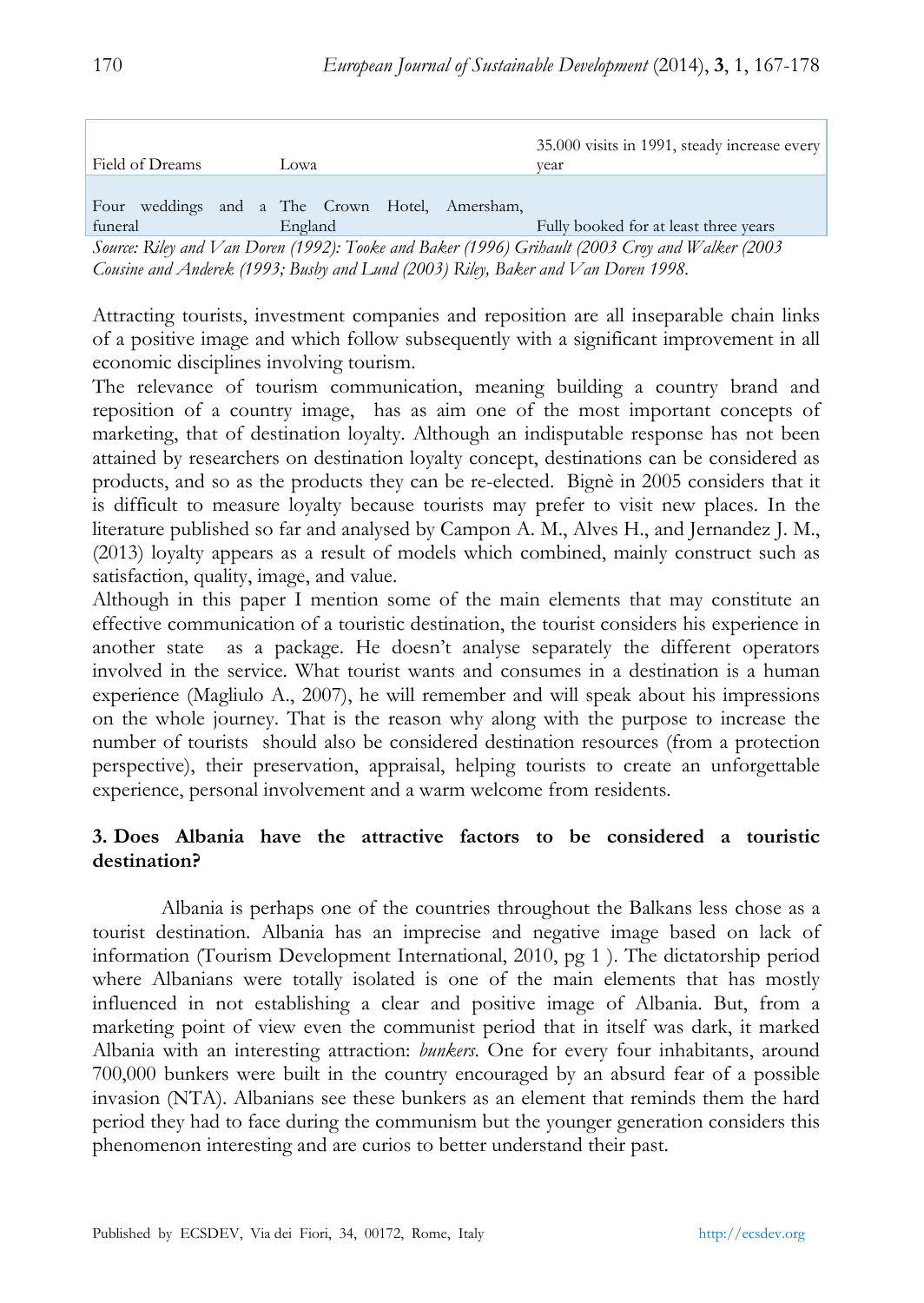| | | |
|---|---|---|
| Field of Dreams | Lowa | 35.000 visits in 1991, steady increase every year |
| Four weddings and a funeral | The Crown Hotel, Amersham, England | Fully booked for at least three years |

*Source: Riley and Van Doren (1992): Tooke and Baker (1996) Gribault (2003 Croy and Walker (2003 Cousine and Anderek (1993; Busby and Lund (2003) Riley, Baker and Van Doren 1998.*

Attracting tourists, investment companies and reposition are all inseparable chain links of a positive image and which follow subsequently with a significant improvement in all economic disciplines involving tourism.

The relevance of tourism communication, meaning building a country brand and reposition of a country image, has as aim one of the most important concepts of marketing, that of destination loyalty. Although an indisputable response has not been attained by researchers on destination loyalty concept, destinations can be considered as products, and so as the products they can be re-elected. Bignè in 2005 considers that it is difficult to measure loyalty because tourists may prefer to visit new places. In the literature published so far and analysed by Campon A. M., Alves H., and Jernandez J. M., (2013) loyalty appears as a result of models which combined, mainly construct such as satisfaction, quality, image, and value.

Although in this paper I mention some of the main elements that may constitute an effective communication of a touristic destination, the tourist considers his experience in another state as a package. He doesn't analyse separately the different operators involved in the service. What tourist wants and consumes in a destination is a human experience (Magliulo A., 2007), he will remember and will speak about his impressions on the whole journey. That is the reason why along with the purpose to increase the number of tourists should also be considered destination resources (from a protection perspective), their preservation, appraisal, helping tourists to create an unforgettable experience, personal involvement and a warm welcome from residents.

## 3. Does Albania have the attractive factors to be considered a touristic destination?

Albania is perhaps one of the countries throughout the Balkans less chose as a tourist destination. Albania has an imprecise and negative image based on lack of information (Tourism Development International, 2010, pg 1 ). The dictatorship period where Albanians were totally isolated is one of the main elements that has mostly influenced in not establishing a clear and positive image of Albania. But, from a marketing point of view even the communist period that in itself was dark, it marked Albania with an interesting attraction: *bunkers*. One for every four inhabitants, around 700,000 bunkers were built in the country encouraged by an absurd fear of a possible invasion (NTA). Albanians see these bunkers as an element that reminds them the hard period they had to face during the communism but the younger generation considers this phenomenon interesting and are curios to better understand their past.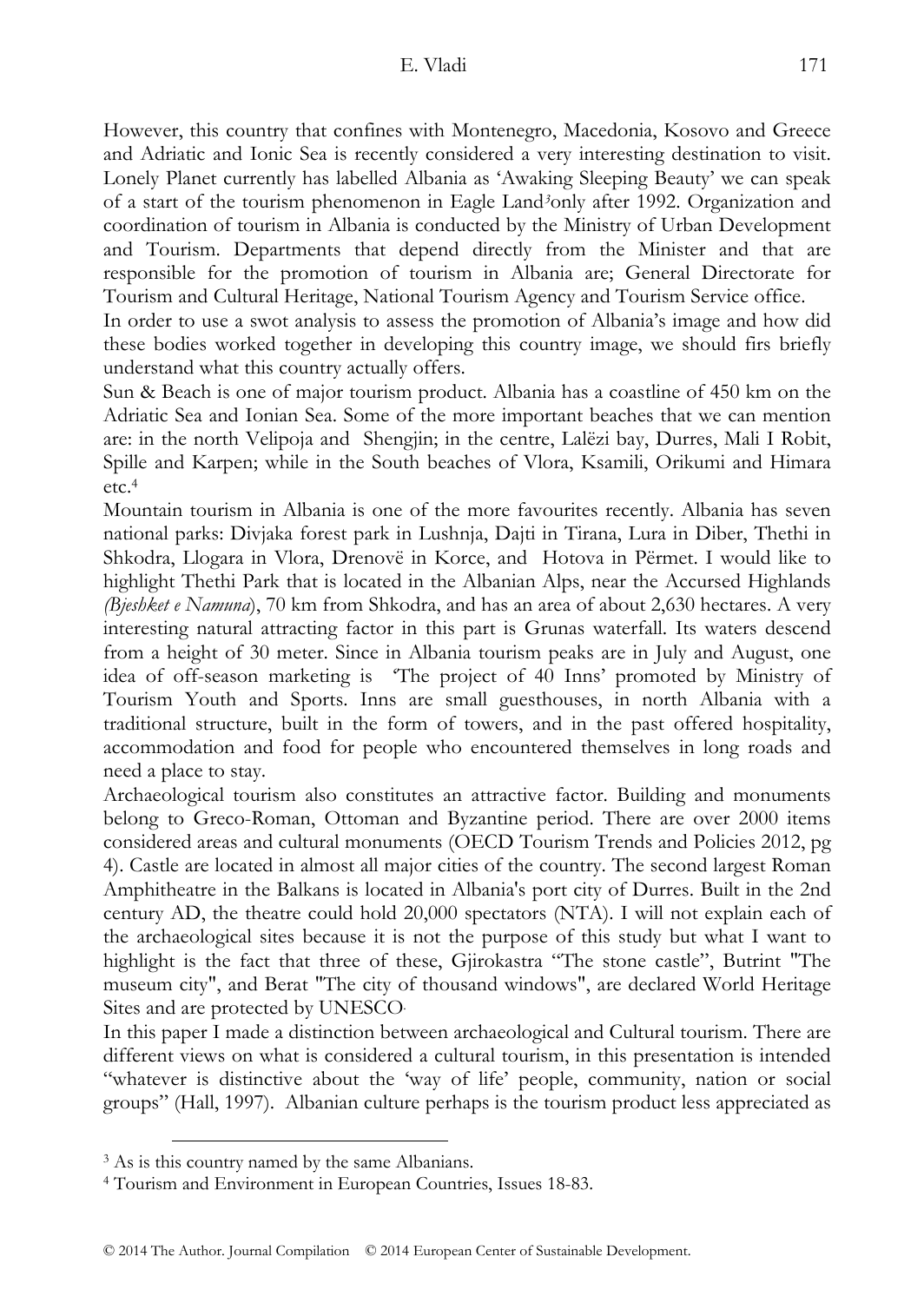However, this country that confines with Montenegro, Macedonia, Kosovo and Greece and Adriatic and Ionic Sea is recently considered a very interesting destination to visit. Lonely Planet currently has labelled Albania as 'Awaking Sleeping Beauty' we can speak of a start of the tourism phenomenon in Eagle Land[3]only after 1992. Organization and coordination of tourism in Albania is conducted by the Ministry of Urban Development and Tourism. Departments that depend directly from the Minister and that are responsible for the promotion of tourism in Albania are; General Directorate for Tourism and Cultural Heritage, National Tourism Agency and Tourism Service office.

In order to use a swot analysis to assess the promotion of Albania's image and how did these bodies worked together in developing this country image, we should firs briefly understand what this country actually offers.

Sun & Beach is one of major tourism product. Albania has a coastline of 450 km on the Adriatic Sea and Ionian Sea. Some of the more important beaches that we can mention are: in the north Velipoja and Shengjin; in the centre, Lalëzi bay, Durres, Mali I Robit, Spille and Karpen; while in the South beaches of Vlora, Ksamili, Orikumi and Himara etc.[4]

Mountain tourism in Albania is one of the more favourites recently. Albania has seven national parks: Divjaka forest park in Lushnja, Dajti in Tirana, Lura in Diber, Thethi in Shkodra, Llogara in Vlora, Drenovë in Korce, and Hotova in Përmet. I would like to highlight Thethi Park that is located in the Albanian Alps, near the Accursed Highlands *(Bjeshket e Namuna)*, 70 km from Shkodra, and has an area of about 2,630 hectares. A very interesting natural attracting factor in this part is Grunas waterfall. Its waters descend from a height of 30 meter. Since in Albania tourism peaks are in July and August, one idea of off-season marketing is 'The project of 40 Inns' promoted by Ministry of Tourism Youth and Sports. Inns are small guesthouses, in north Albania with a traditional structure, built in the form of towers, and in the past offered hospitality, accommodation and food for people who encountered themselves in long roads and need a place to stay.

Archaeological tourism also constitutes an attractive factor. Building and monuments belong to Greco-Roman, Ottoman and Byzantine period. There are over 2000 items considered areas and cultural monuments (OECD Tourism Trends and Policies 2012, pg 4). Castle are located in almost all major cities of the country. The second largest Roman Amphitheatre in the Balkans is located in Albania's port city of Durres. Built in the 2nd century AD, the theatre could hold 20,000 spectators (NTA). I will not explain each of the archaeological sites because it is not the purpose of this study but what I want to highlight is the fact that three of these, Gjirokastra "The stone castle", Butrint "The museum city", and Berat "The city of thousand windows", are declared World Heritage Sites and are protected by UNESCO.

In this paper I made a distinction between archaeological and Cultural tourism. There are different views on what is considered a cultural tourism, in this presentation is intended "whatever is distinctive about the 'way of life' people, community, nation or social groups" (Hall, 1997). Albanian culture perhaps is the tourism product less appreciated as

---

[3] As is this country named by the same Albanians.

[4] Tourism and Environment in European Countries, Issues 18-83.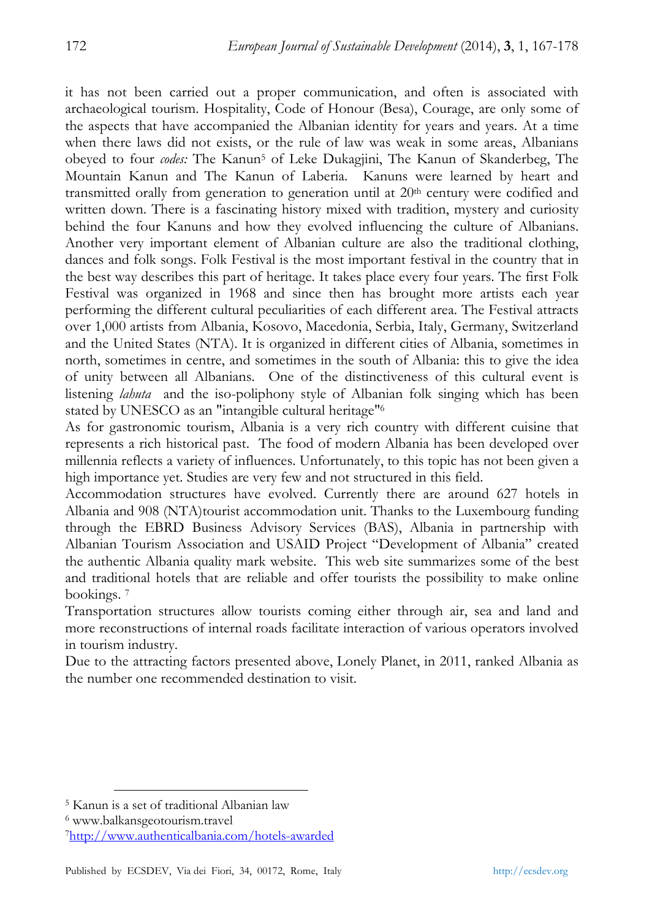it has not been carried out a proper communication, and often is associated with archaeological tourism. Hospitality, Code of Honour (Besa), Courage, are only some of the aspects that have accompanied the Albanian identity for years and years. At a time when there laws did not exists, or the rule of law was weak in some areas, Albanians obeyed to four *codes:* The Kanun[5] of Leke Dukagjini, The Kanun of Skanderbeg, The Mountain Kanun and The Kanun of Laberia. Kanuns were learned by heart and transmitted orally from generation to generation until at 20th century were codified and written down. There is a fascinating history mixed with tradition, mystery and curiosity behind the four Kanuns and how they evolved influencing the culture of Albanians. Another very important element of Albanian culture are also the traditional clothing, dances and folk songs. Folk Festival is the most important festival in the country that in the best way describes this part of heritage. It takes place every four years. The first Folk Festival was organized in 1968 and since then has brought more artists each year performing the different cultural peculiarities of each different area. The Festival attracts over 1,000 artists from Albania, Kosovo, Macedonia, Serbia, Italy, Germany, Switzerland and the United States (NTA). It is organized in different cities of Albania, sometimes in north, sometimes in centre, and sometimes in the south of Albania: this to give the idea of unity between all Albanians. One of the distinctiveness of this cultural event is listening *lahuta* and the iso-poliphony style of Albanian folk singing which has been stated by UNESCO as an "intangible cultural heritage"[6]

As for gastronomic tourism, Albania is a very rich country with different cuisine that represents a rich historical past. The food of modern Albania has been developed over millennia reflects a variety of influences. Unfortunately, to this topic has not been given a high importance yet. Studies are very few and not structured in this field.

Accommodation structures have evolved. Currently there are around 627 hotels in Albania and 908 (NTA)tourist accommodation unit. Thanks to the Luxembourg funding through the EBRD Business Advisory Services (BAS), Albania in partnership with Albanian Tourism Association and USAID Project "Development of Albania" created the authentic Albania quality mark website. This web site summarizes some of the best and traditional hotels that are reliable and offer tourists the possibility to make online bookings. [7]

Transportation structures allow tourists coming either through air, sea and land and more reconstructions of internal roads facilitate interaction of various operators involved in tourism industry.

Due to the attracting factors presented above, Lonely Planet, in 2011, ranked Albania as the number one recommended destination to visit.

---

[5] Kanun is a set of traditional Albanian law

[6] www.balkansgeotourism.travel

[7] http://www.authenticalbania.com/hotels-awarded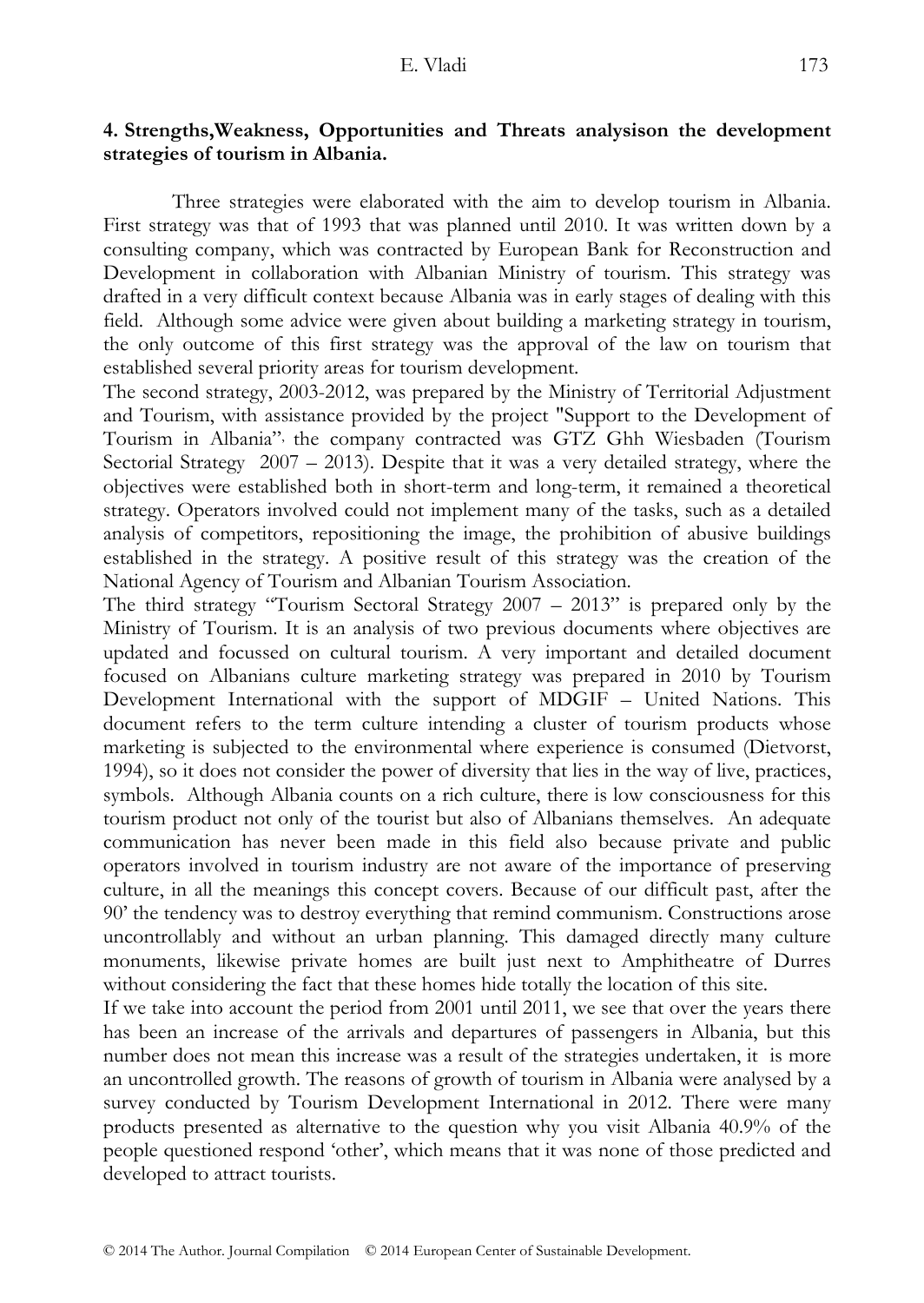## 4. Strengths,Weakness, Opportunities and Threats analysison the development strategies of tourism in Albania.

Three strategies were elaborated with the aim to develop tourism in Albania. First strategy was that of 1993 that was planned until 2010. It was written down by a consulting company, which was contracted by European Bank for Reconstruction and Development in collaboration with Albanian Ministry of tourism. This strategy was drafted in a very difficult context because Albania was in early stages of dealing with this field. Although some advice were given about building a marketing strategy in tourism, the only outcome of this first strategy was the approval of the law on tourism that established several priority areas for tourism development.

The second strategy, 2003-2012, was prepared by the Ministry of Territorial Adjustment and Tourism, with assistance provided by the project "Support to the Development of Tourism in Albania", the company contracted was GTZ Ghh Wiesbaden (Tourism Sectorial Strategy 2007 – 2013). Despite that it was a very detailed strategy, where the objectives were established both in short-term and long-term, it remained a theoretical strategy. Operators involved could not implement many of the tasks, such as a detailed analysis of competitors, repositioning the image, the prohibition of abusive buildings established in the strategy. A positive result of this strategy was the creation of the National Agency of Tourism and Albanian Tourism Association.

The third strategy "Tourism Sectoral Strategy 2007 – 2013" is prepared only by the Ministry of Tourism. It is an analysis of two previous documents where objectives are updated and focussed on cultural tourism. A very important and detailed document focused on Albanians culture marketing strategy was prepared in 2010 by Tourism Development International with the support of MDGIF – United Nations. This document refers to the term culture intending a cluster of tourism products whose marketing is subjected to the environmental where experience is consumed (Dietvorst, 1994), so it does not consider the power of diversity that lies in the way of live, practices, symbols. Although Albania counts on a rich culture, there is low consciousness for this tourism product not only of the tourist but also of Albanians themselves. An adequate communication has never been made in this field also because private and public operators involved in tourism industry are not aware of the importance of preserving culture, in all the meanings this concept covers. Because of our difficult past, after the 90' the tendency was to destroy everything that remind communism. Constructions arose uncontrollably and without an urban planning. This damaged directly many culture monuments, likewise private homes are built just next to Amphitheatre of Durres without considering the fact that these homes hide totally the location of this site.

If we take into account the period from 2001 until 2011, we see that over the years there has been an increase of the arrivals and departures of passengers in Albania, but this number does not mean this increase was a result of the strategies undertaken, it is more an uncontrolled growth. The reasons of growth of tourism in Albania were analysed by a survey conducted by Tourism Development International in 2012. There were many products presented as alternative to the question why you visit Albania 40.9% of the people questioned respond 'other', which means that it was none of those predicted and developed to attract tourists.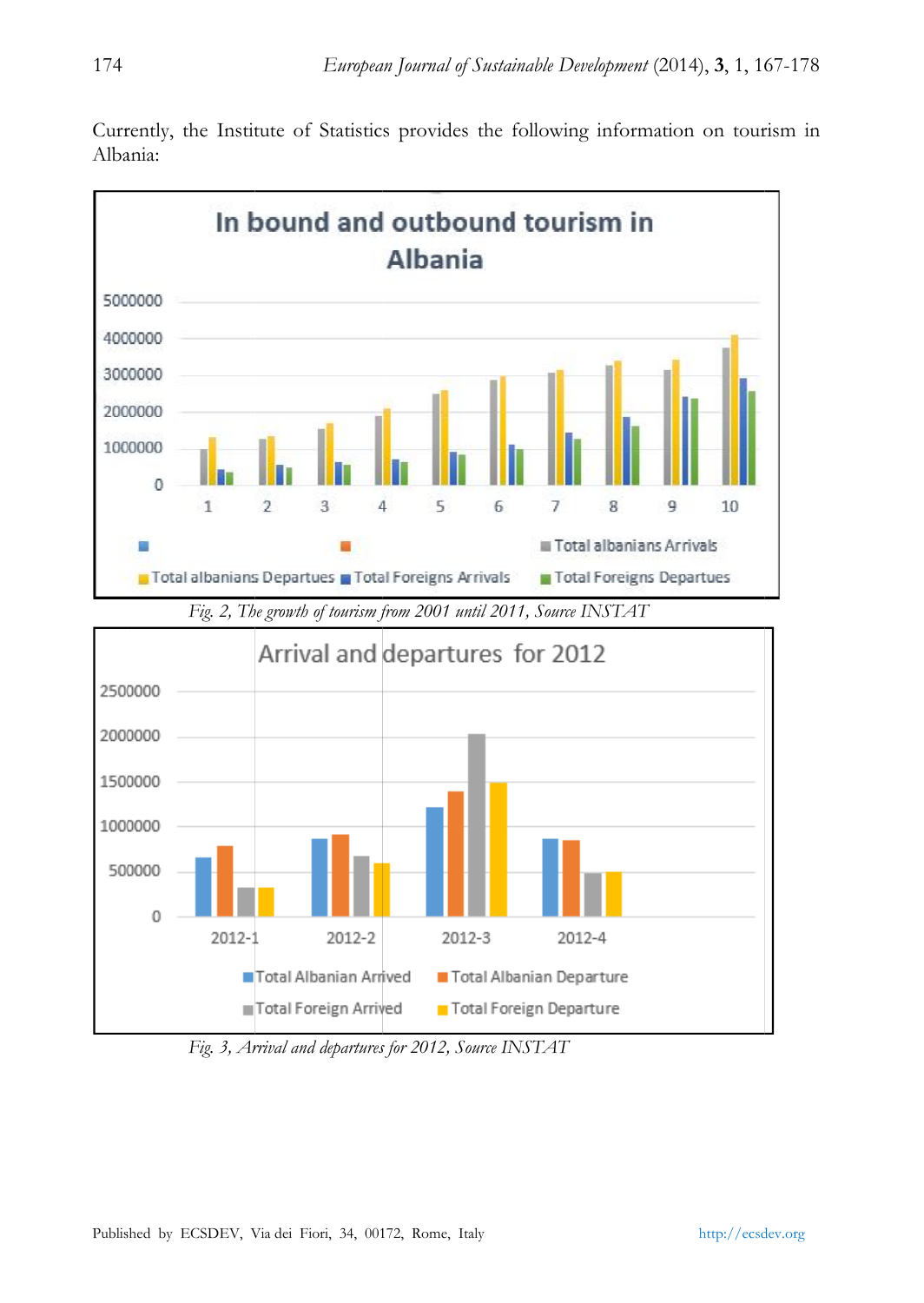Currently, the Institute of Statistics provides the following information on tourism in Albania:

Fig. 2, The growth of tourism from 2001 until 2011, Source INSTAT

Fig. 3, Arrival and departures for 2012, Source INSTAT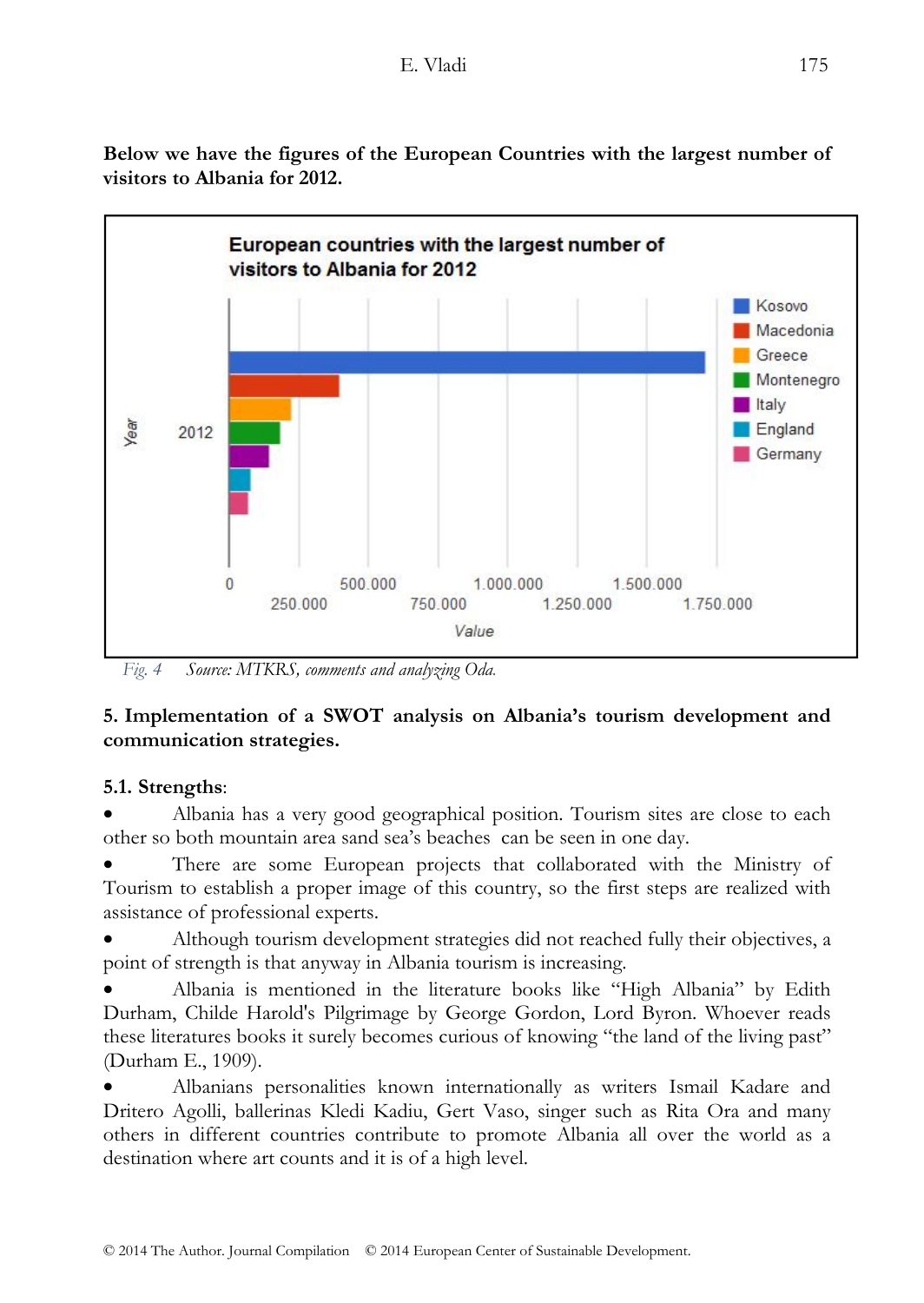**Below we have the figures of the European Countries with the largest number of visitors to Albania for 2012.**

Fig. 4 *Source: MTKRS, comments and analyzing Oda.*

## 5. Implementation of a SWOT analysis on Albania's tourism development and communication strategies.

### 5.1. Strengths:

- Albania has a very good geographical position. Tourism sites are close to each other so both mountain area sand sea's beaches can be seen in one day.
- There are some European projects that collaborated with the Ministry of Tourism to establish a proper image of this country, so the first steps are realized with assistance of professional experts.
- Although tourism development strategies did not reached fully their objectives, a point of strength is that anyway in Albania tourism is increasing.
- Albania is mentioned in the literature books like "High Albania" by Edith Durham, Childe Harold's Pilgrimage by George Gordon, Lord Byron. Whoever reads these literatures books it surely becomes curious of knowing "the land of the living past" (Durham E., 1909).
- Albanians personalities known internationally as writers Ismail Kadare and Dritero Agolli, ballerinas Kledi Kadiu, Gert Vaso, singer such as Rita Ora and many others in different countries contribute to promote Albania all over the world as a destination where art counts and it is of a high level.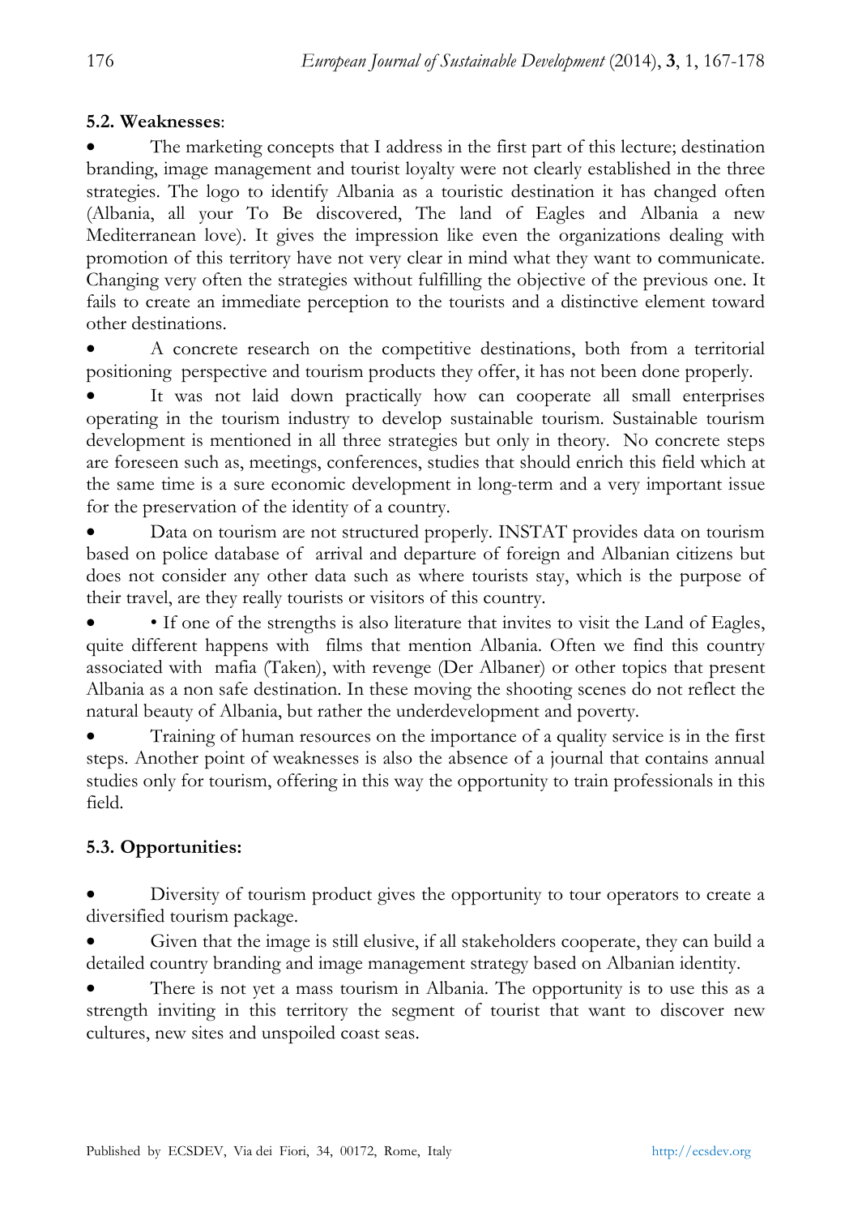### 5.2. Weaknesses:

- The marketing concepts that I address in the first part of this lecture; destination branding, image management and tourist loyalty were not clearly established in the three strategies. The logo to identify Albania as a touristic destination it has changed often (Albania, all your To Be discovered, The land of Eagles and Albania a new Mediterranean love). It gives the impression like even the organizations dealing with promotion of this territory have not very clear in mind what they want to communicate. Changing very often the strategies without fulfilling the objective of the previous one. It fails to create an immediate perception to the tourists and a distinctive element toward other destinations.
- A concrete research on the competitive destinations, both from a territorial positioning perspective and tourism products they offer, it has not been done properly.
- It was not laid down practically how can cooperate all small enterprises operating in the tourism industry to develop sustainable tourism. Sustainable tourism development is mentioned in all three strategies but only in theory. No concrete steps are foreseen such as, meetings, conferences, studies that should enrich this field which at the same time is a sure economic development in long-term and a very important issue for the preservation of the identity of a country.
- Data on tourism are not structured properly. INSTAT provides data on tourism based on police database of arrival and departure of foreign and Albanian citizens but does not consider any other data such as where tourists stay, which is the purpose of their travel, are they really tourists or visitors of this country.
- • If one of the strengths is also literature that invites to visit the Land of Eagles, quite different happens with films that mention Albania. Often we find this country associated with mafia (Taken), with revenge (Der Albaner) or other topics that present Albania as a non safe destination. In these moving the shooting scenes do not reflect the natural beauty of Albania, but rather the underdevelopment and poverty.
- Training of human resources on the importance of a quality service is in the first steps. Another point of weaknesses is also the absence of a journal that contains annual studies only for tourism, offering in this way the opportunity to train professionals in this field.

### 5.3. Opportunities:

- Diversity of tourism product gives the opportunity to tour operators to create a diversified tourism package.
- Given that the image is still elusive, if all stakeholders cooperate, they can build a detailed country branding and image management strategy based on Albanian identity.
- There is not yet a mass tourism in Albania. The opportunity is to use this as a strength inviting in this territory the segment of tourist that want to discover new cultures, new sites and unspoiled coast seas.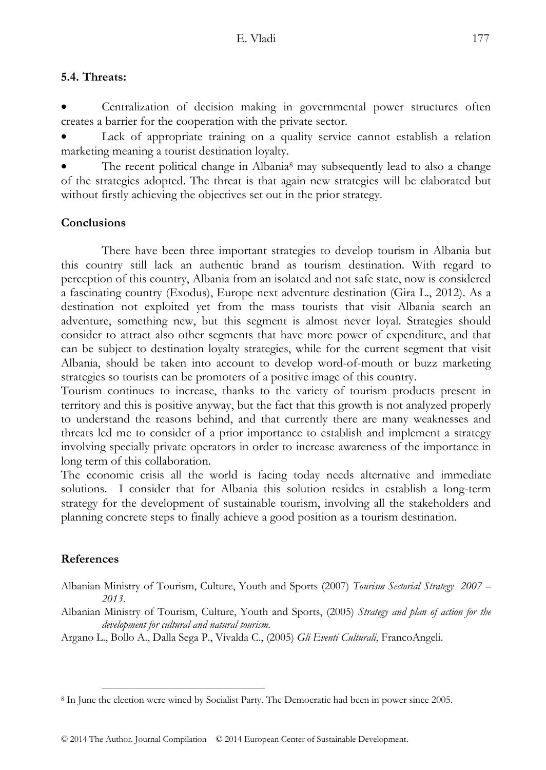### 5.4. Threats:

- Centralization of decision making in governmental power structures often creates a barrier for the cooperation with the private sector.
- Lack of appropriate training on a quality service cannot establish a relation marketing meaning a tourist destination loyalty.
- The recent political change in Albania[8] may subsequently lead to also a change of the strategies adopted. The threat is that again new strategies will be elaborated but without firstly achieving the objectives set out in the prior strategy.

## Conclusions

There have been three important strategies to develop tourism in Albania but this country still lack an authentic brand as tourism destination. With regard to perception of this country, Albania from an isolated and not safe state, now is considered a fascinating country (Exodus), Europe next adventure destination (Gira L., 2012). As a destination not exploited yet from the mass tourists that visit Albania search an adventure, something new, but this segment is almost never loyal. Strategies should consider to attract also other segments that have more power of expenditure, and that can be subject to destination loyalty strategies, while for the current segment that visit Albania, should be taken into account to develop word-of-mouth or buzz marketing strategies so tourists can be promoters of a positive image of this country.

Tourism continues to increase, thanks to the variety of tourism products present in territory and this is positive anyway, but the fact that this growth is not analyzed properly to understand the reasons behind, and that currently there are many weaknesses and threats led me to consider of a prior importance to establish and implement a strategy involving specially private operators in order to increase awareness of the importance in long term of this collaboration.

The economic crisis all the world is facing today needs alternative and immediate solutions. I consider that for Albania this solution resides in establish a long-term strategy for the development of sustainable tourism, involving all the stakeholders and planning concrete steps to finally achieve a good position as a tourism destination.

## References

Albanian Ministry of Tourism, Culture, Youth and Sports (2007) *Tourism Sectorial Strategy 2007 – 2013*.

Albanian Ministry of Tourism, Culture, Youth and Sports, (2005) *Strategy and plan of action for the development for cultural and natural tourism.*

Argano L., Bollo A., Dalla Sega P., Vivalda C., (2005) *Gli Eventi Culturali*, FrancoAngeli.

---

[8] In June the election were wined by Socialist Party. The Democratic had been in power since 2005.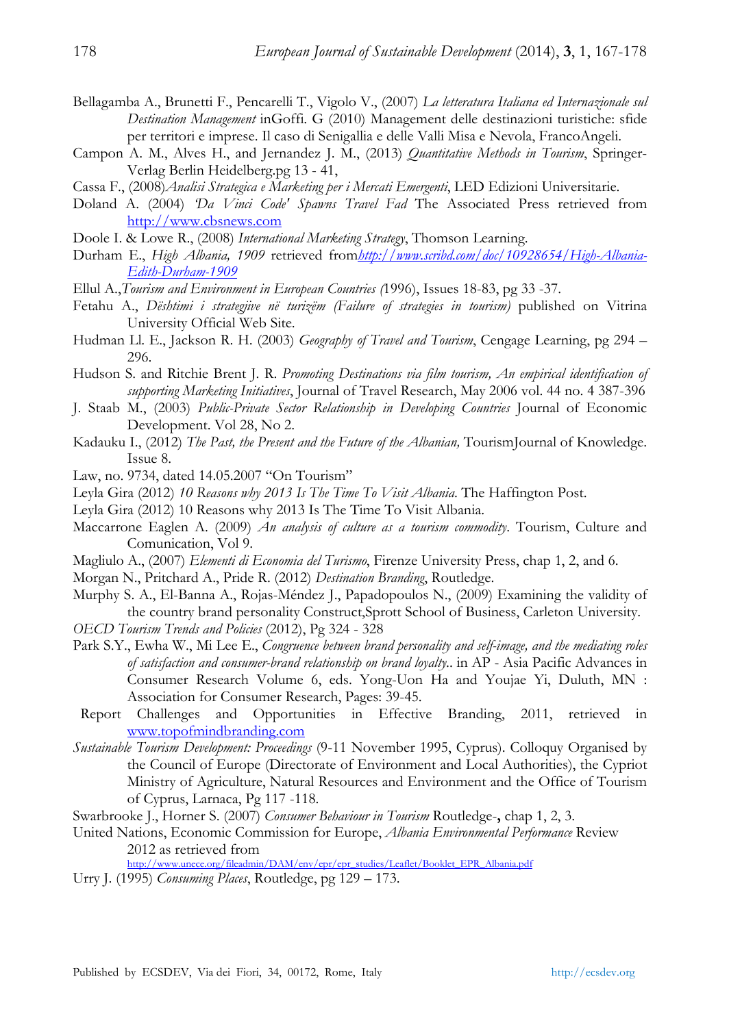Bellagamba A., Brunetti F., Pencarelli T., Vigolo V., (2007) *La letteratura Italiana ed Internazionale sul Destination Management* inGoffi. G (2010) Management delle destinazioni turistiche: sfide per territori e imprese. Il caso di Senigallia e delle Valli Misa e Nevola, FrancoAngeli.

Campon A. M., Alves H., and Jernandez J. M., (2013) *Quantitative Methods in Tourism*, Springer-Verlag Berlin Heidelberg.pg 13 - 41,

Cassa F., (2008)*Analisi Strategica e Marketing per i Mercati Emergenti*, LED Edizioni Universitarie.

Doland A. (2004) *'Da Vinci Code' Spawns Travel Fad* The Associated Press retrieved from http://www.cbsnews.com

Doole I. & Lowe R., (2008) *International Marketing Strategy*, Thomson Learning.

Durham E., *High Albania, 1909* retrieved from*http://www.scribd.com/doc/10928654/High-Albania-Edith-Durham-1909*

Ellul A.,*Tourism and Environment in European Countries (*1996), Issues 18-83, pg 33 -37.

Fetahu A., *Dështimi i strategjive në turizëm (Failure of strategies in tourism)* published on Vitrina University Official Web Site.

Hudman Ll. E., Jackson R. H. (2003) *Geography of Travel and Tourism*, Cengage Learning, pg 294 – 296.

Hudson S. and Ritchie Brent J. R. *Promoting Destinations via film tourism, An empirical identification of supporting Marketing Initiatives*, Journal of Travel Research, May 2006 vol. 44 no. 4 387-396

J. Staab M., (2003) *Public-Private Sector Relationship in Developing Countries* Journal of Economic Development. Vol 28, No 2.

Kadauku I., (2012) *The Past, the Present and the Future of the Albanian,* TourismJournal of Knowledge. Issue 8.

Law, no. 9734, dated 14.05.2007 "On Tourism"

Leyla Gira (2012) *10 Reasons why 2013 Is The Time To Visit Albania*. The Haffington Post.

Leyla Gira (2012) 10 Reasons why 2013 Is The Time To Visit Albania.

Maccarrone Eaglen A. (2009) *An analysis of culture as a tourism commodity*. Tourism, Culture and Comunication, Vol 9.

Magliulo A., (2007) *Elementi di Economia del Turismo*, Firenze University Press, chap 1, 2, and 6.

Morgan N., Pritchard A., Pride R. (2012) *Destination Branding*, Routledge.

Murphy S. A., El-Banna A., Rojas-Méndez J., Papadopoulos N., (2009) Examining the validity of the country brand personality Construct,Sprott School of Business, Carleton University.

*OECD Tourism Trends and Policies* (2012), Pg 324 - 328

Park S.Y., Ewha W., Mi Lee E., *Congruence between brand personality and self-image, and the mediating roles of satisfaction and consumer-brand relationship on brand loyalty.*. in AP - Asia Pacific Advances in Consumer Research Volume 6, eds. Yong-Uon Ha and Youjae Yi, Duluth, MN : Association for Consumer Research, Pages: 39-45.

Report Challenges and Opportunities in Effective Branding, 2011, retrieved in www.topofmindbranding.com

*Sustainable Tourism Development: Proceedings* (9-11 November 1995, Cyprus). Colloquy Organised by the Council of Europe (Directorate of Environment and Local Authorities), the Cypriot Ministry of Agriculture, Natural Resources and Environment and the Office of Tourism of Cyprus, Larnaca, Pg 117 -118.

Swarbrooke J., Horner S. (2007) *Consumer Behaviour in Tourism* Routledge-**,** chap 1, 2, 3.

United Nations, Economic Commission for Europe, *Albania Environmental Performance* Review 2012 as retrieved from http://www.unece.org/fileadmin/DAM/env/epr/epr_studies/Leaflet/Booklet_EPR_Albania.pdf

Urry J. (1995) *Consuming Places*, Routledge, pg 129 – 173.